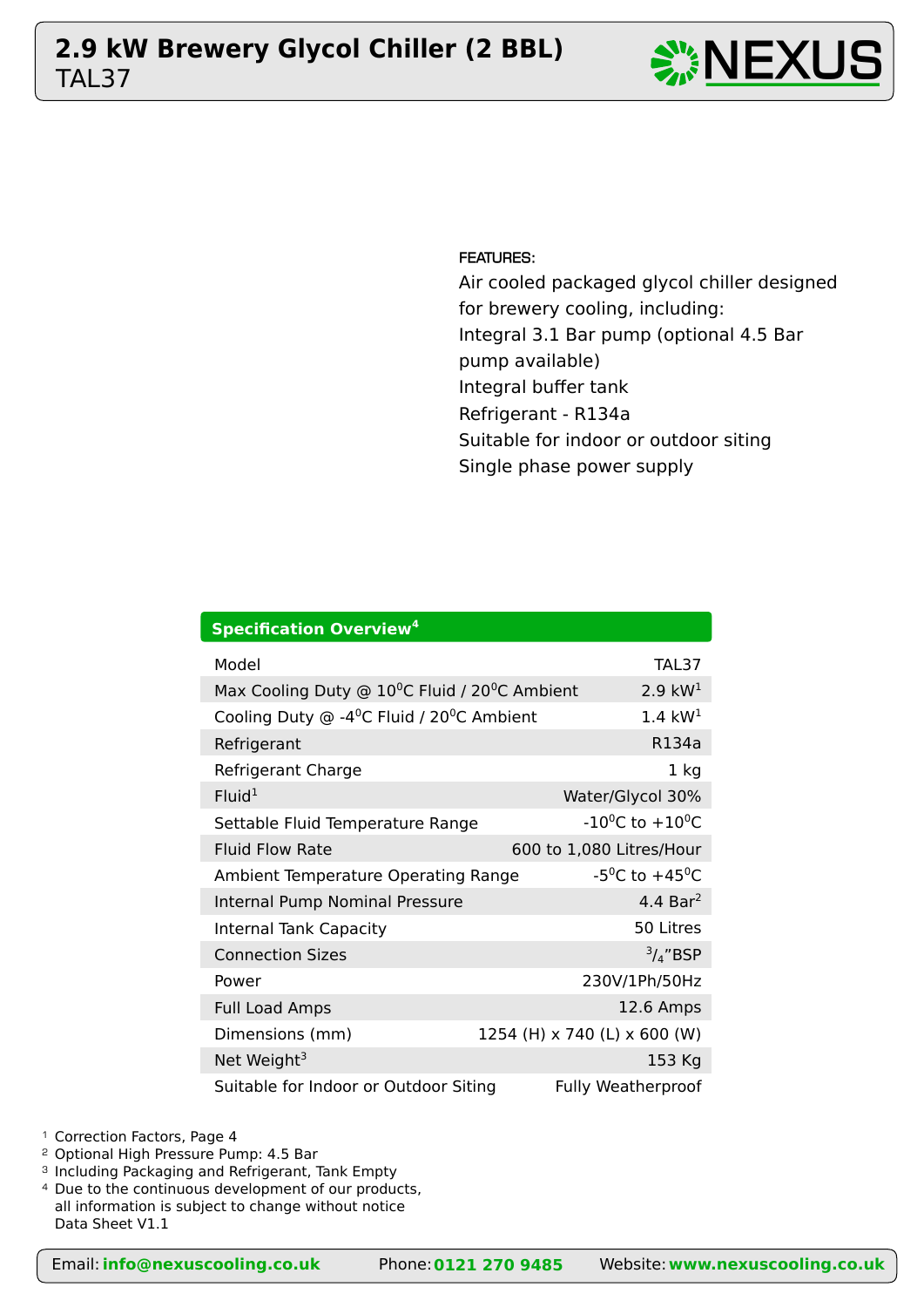# 2.9 kW Brewery Glycol Chiller (2 BBL)
TAL37

NEXUS

FEATURES:

Air cooled packaged glycol chiller designed for brewery cooling, including:
Integral 3.1 Bar pump (optional 4.5 Bar pump available)
Integral buffer tank
Refrigerant - R134a
Suitable for indoor or outdoor siting
Single phase power supply

| Specification Overview[4] | |
|---|---|
| Model | TAL37 |
| Max Cooling Duty @ $10^0$C Fluid / $20^0$C Ambient | 2.9 kW[1] |
| Cooling Duty @ -$4^0$C Fluid / $20^0$C Ambient | 1.4 kW[1] |
| Refrigerant | R134a |
| Refrigerant Charge | 1 kg |
| Fluid[1] | Water/Glycol 30% |
| Settable Fluid Temperature Range | -$10^0$C to +$10^0$C |
| Fluid Flow Rate | 600 to 1,080 Litres/Hour |
| Ambient Temperature Operating Range | -$5^0$C to +$45^0$C |
| Internal Pump Nominal Pressure | 4.4 Bar[2] |
| Internal Tank Capacity | 50 Litres |
| Connection Sizes | $^3/_4$"BSP |
| Power | 230V/1Ph/50Hz |
| Full Load Amps | 12.6 Amps |
| Dimensions (mm) | 1254 (H) x 740 (L) x 600 (W) |
| Net Weight[3] | 153 Kg |
| Suitable for Indoor or Outdoor Siting | Fully Weatherproof |

[1] Correction Factors, Page 4
[2] Optional High Pressure Pump: 4.5 Bar
[3] Including Packaging and Refrigerant, Tank Empty
[4] Due to the continuous development of our products, all information is subject to change without notice
Data Sheet V1.1

Email: **info@nexuscooling.co.uk** Phone: **0121 270 9485** Website: **www.nexuscooling.co.uk**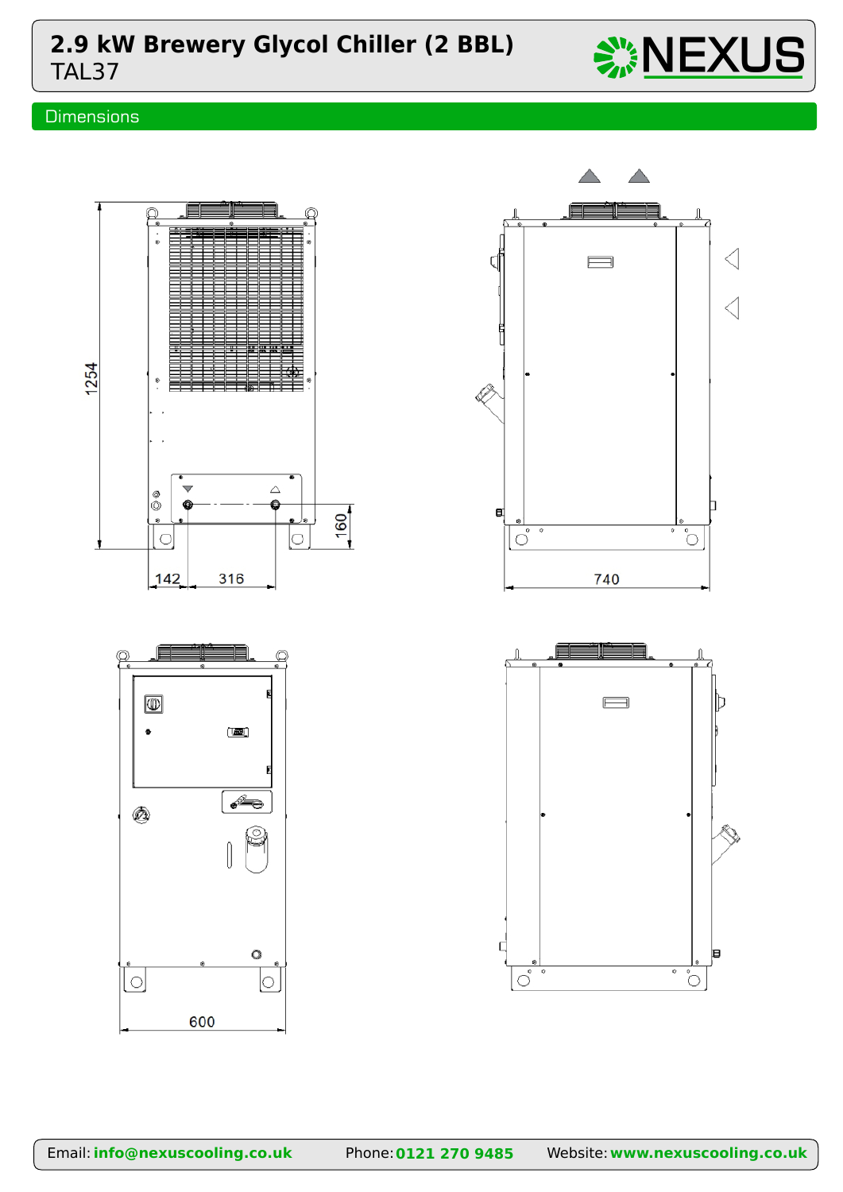# 2.9 kW Brewery Glycol Chiller (2 BBL)

TAL37

## Dimensions

1254

160

142

316

740

600

Email: **info@nexuscooling.co.uk** Phone: **0121 270 9485** Website: **www.nexuscooling.co.uk**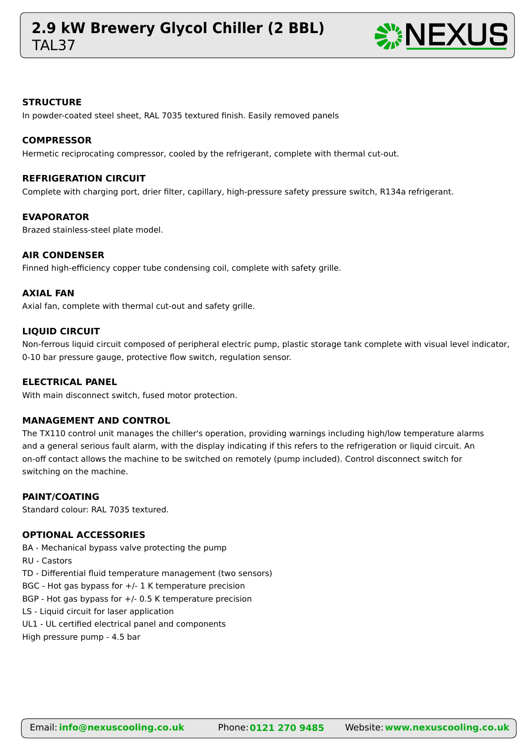# 2.9 kW Brewery Glycol Chiller (2 BBL)

TAL37

### STRUCTURE

In powder-coated steel sheet, RAL 7035 textured finish. Easily removed panels

### COMPRESSOR

Hermetic reciprocating compressor, cooled by the refrigerant, complete with thermal cut-out.

### REFRIGERATION CIRCUIT

Complete with charging port, drier filter, capillary, high-pressure safety pressure switch, R134a refrigerant.

### EVAPORATOR

Brazed stainless-steel plate model.

### AIR CONDENSER

Finned high-efficiency copper tube condensing coil, complete with safety grille.

### AXIAL FAN

Axial fan, complete with thermal cut-out and safety grille.

### LIQUID CIRCUIT

Non-ferrous liquid circuit composed of peripheral electric pump, plastic storage tank complete with visual level indicator, 0-10 bar pressure gauge, protective flow switch, regulation sensor.

### ELECTRICAL PANEL

With main disconnect switch, fused motor protection.

### MANAGEMENT AND CONTROL

The TX110 control unit manages the chiller's operation, providing warnings including high/low temperature alarms and a general serious fault alarm, with the display indicating if this refers to the refrigeration or liquid circuit. An on-off contact allows the machine to be switched on remotely (pump included). Control disconnect switch for switching on the machine.

### PAINT/COATING

Standard colour: RAL 7035 textured.

### OPTIONAL ACCESSORIES

BA - Mechanical bypass valve protecting the pump
RU - Castors
TD - Differential fluid temperature management (two sensors)
BGC - Hot gas bypass for +/- 1 K temperature precision
BGP - Hot gas bypass for +/- 0.5 K temperature precision
LS - Liquid circuit for laser application
UL1 - UL certified electrical panel and components
High pressure pump - 4.5 bar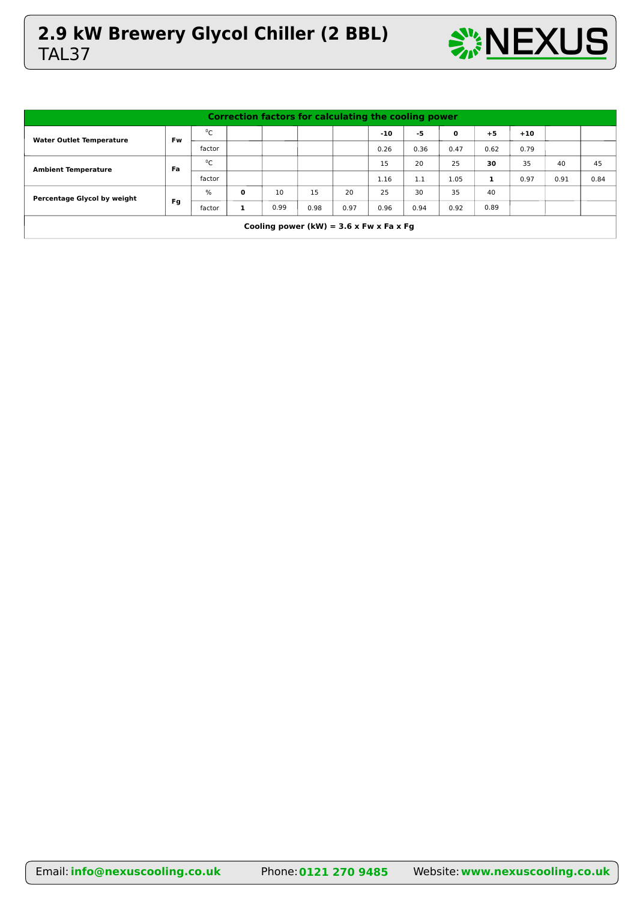**Correction factors for calculating the cooling power**

| | | | | | | | | | | | | | |
|---|---|---|---|---|---|---|---|---|---|---|---|---|---|
| **Water Outlet Temperature** | **Fw** | °C | | | | | **-10** | **-5** | **0** | **+5** | **+10** | | |
| | | factor | | | | | 0.26 | 0.36 | 0.47 | 0.62 | 0.79 | | |
| **Ambient Temperature** | **Fa** | °C | | | | | 15 | 20 | 25 | **30** | 35 | 40 | 45 |
| | | factor | | | | | 1.16 | 1.1 | 1.05 | **1** | 0.97 | 0.91 | 0.84 |
| **Percentage Glycol by weight** | **Fg** | % | **0** | 10 | 15 | 20 | 25 | 30 | 35 | 40 | | | |
| | | factor | **1** | 0.99 | 0.98 | 0.97 | 0.96 | 0.94 | 0.92 | 0.89 | | | |

**Cooling power (kW) = 3.6 x Fw x Fa x Fg**